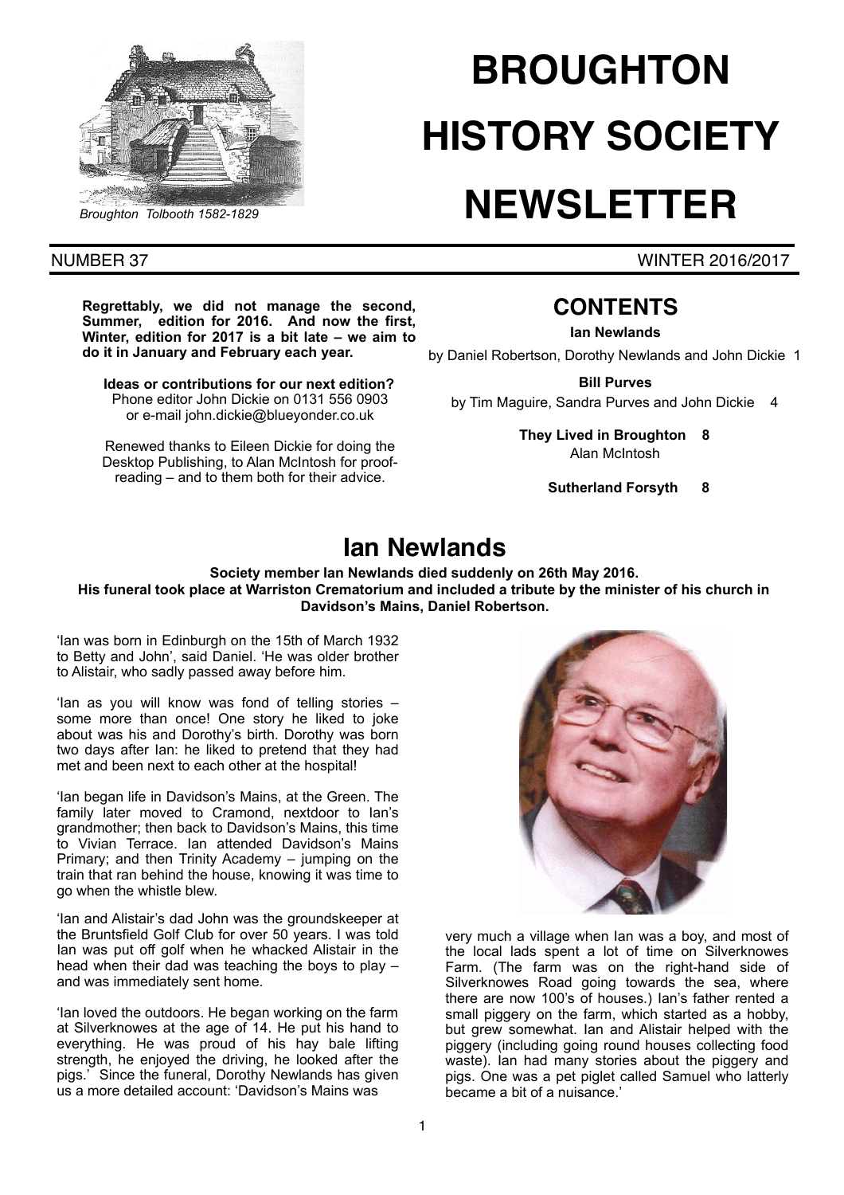# BROUGHTON HISTORY SOCIETY NEWSLETTER

*Broughton Tolbooth 1582-1829*

NUMBER 37 WINTER 2016/2017

**Regrettably, we did not manage the second, Summer, edition for 2016. And now the first, Winter, edition for 2017 is a bit late – we aim to do it in January and February each year.**

**Ideas or contributions for our next edition?**
Phone editor John Dickie on 0131 556 0903
or e-mail john.dickie@blueyonder.co.uk

Renewed thanks to Eileen Dickie for doing the Desktop Publishing, to Alan McIntosh for proof-reading – and to them both for their advice.

## CONTENTS

**Ian Newlands**
by Daniel Robertson, Dorothy Newlands and John Dickie 1

**Bill Purves**
by Tim Maguire, Sandra Purves and John Dickie 4

**They Lived in Broughton** 8
Alan McIntosh

**Sutherland Forsyth** 8

## Ian Newlands

**Society member Ian Newlands died suddenly on 26th May 2016.**
**His funeral took place at Warriston Crematorium and included a tribute by the minister of his church in Davidson's Mains, Daniel Robertson.**

'Ian was born in Edinburgh on the 15th of March 1932 to Betty and John', said Daniel. 'He was older brother to Alistair, who sadly passed away before him.

'Ian as you will know was fond of telling stories – some more than once! One story he liked to joke about was his and Dorothy's birth. Dorothy was born two days after Ian: he liked to pretend that they had met and been next to each other at the hospital!

'Ian began life in Davidson's Mains, at the Green. The family later moved to Cramond, nextdoor to Ian's grandmother; then back to Davidson's Mains, this time to Vivian Terrace. Ian attended Davidson's Mains Primary; and then Trinity Academy – jumping on the train that ran behind the house, knowing it was time to go when the whistle blew.

'Ian and Alistair's dad John was the groundskeeper at the Bruntsfield Golf Club for over 50 years. I was told Ian was put off golf when he whacked Alistair in the head when their dad was teaching the boys to play – and was immediately sent home.

'Ian loved the outdoors. He began working on the farm at Silverknowes at the age of 14. He put his hand to everything. He was proud of his hay bale lifting strength, he enjoyed the driving, he looked after the pigs.' Since the funeral, Dorothy Newlands has given us a more detailed account: 'Davidson's Mains was very much a village when Ian was a boy, and most of the local lads spent a lot of time on Silverknowes Farm. (The farm was on the right-hand side of Silverknowes Road going towards the sea, where there are now 100's of houses.) Ian's father rented a small piggery on the farm, which started as a hobby, but grew somewhat. Ian and Alistair helped with the piggery (including going round houses collecting food waste). Ian had many stories about the piggery and pigs. One was a pet piglet called Samuel who latterly became a bit of a nuisance.'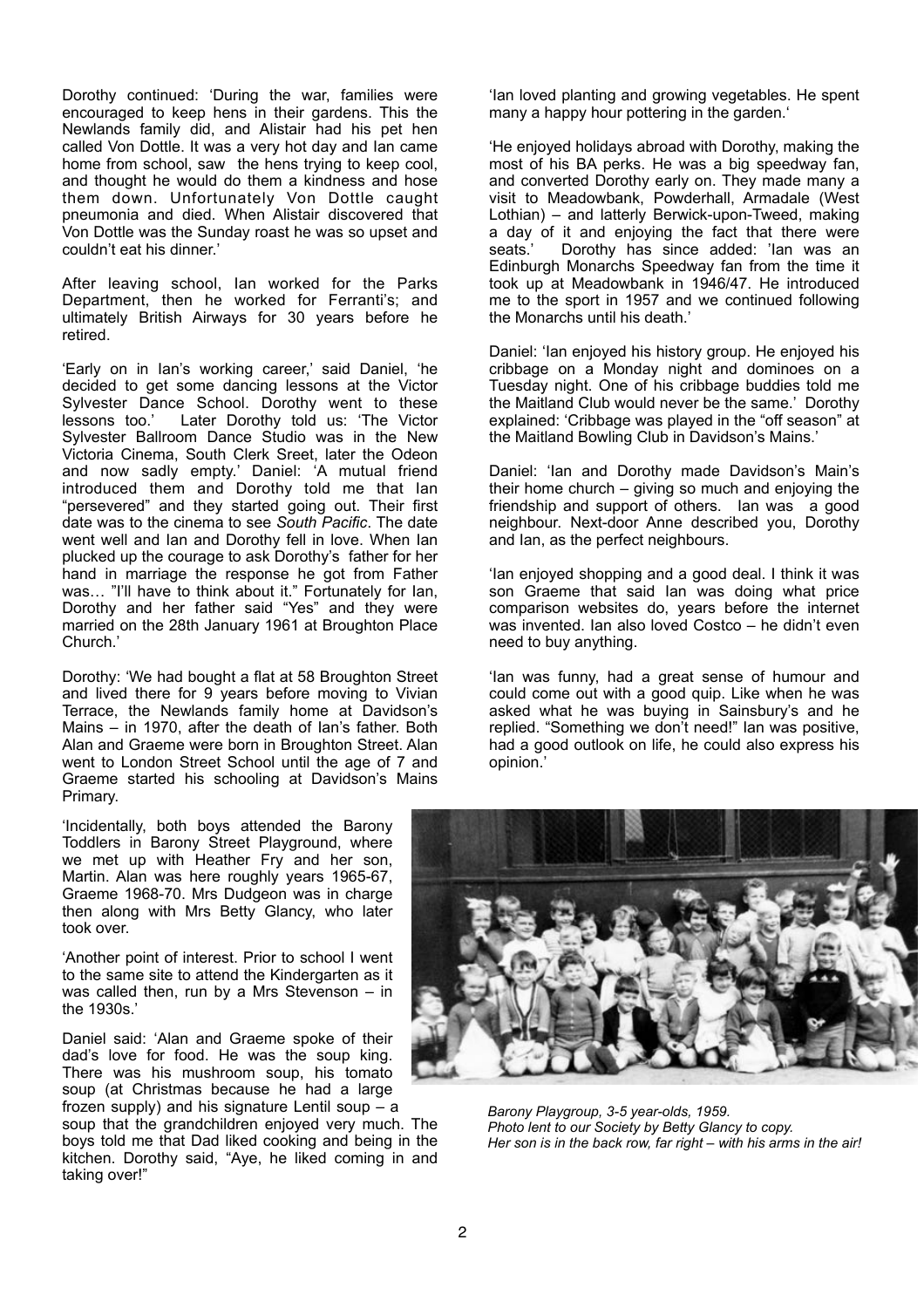Dorothy continued: 'During the war, families were encouraged to keep hens in their gardens. This the Newlands family did, and Alistair had his pet hen called Von Dottle. It was a very hot day and Ian came home from school, saw the hens trying to keep cool, and thought he would do them a kindness and hose them down. Unfortunately Von Dottle caught pneumonia and died. When Alistair discovered that Von Dottle was the Sunday roast he was so upset and couldn't eat his dinner.'

After leaving school, Ian worked for the Parks Department, then he worked for Ferranti's; and ultimately British Airways for 30 years before he retired.

'Early on in Ian's working career,' said Daniel, 'he decided to get some dancing lessons at the Victor Sylvester Dance School. Dorothy went to these lessons too.' Later Dorothy told us: 'The Victor Sylvester Ballroom Dance Studio was in the New Victoria Cinema, South Clerk Sreet, later the Odeon and now sadly empty.' Daniel: 'A mutual friend introduced them and Dorothy told me that Ian "persevered" and they started going out. Their first date was to the cinema to see *South Pacific*. The date went well and Ian and Dorothy fell in love. When Ian plucked up the courage to ask Dorothy's father for her hand in marriage the response he got from Father was… "I'll have to think about it." Fortunately for Ian, Dorothy and her father said "Yes" and they were married on the 28th January 1961 at Broughton Place Church.'

Dorothy: 'We had bought a flat at 58 Broughton Street and lived there for 9 years before moving to Vivian Terrace, the Newlands family home at Davidson's Mains – in 1970, after the death of Ian's father. Both Alan and Graeme were born in Broughton Street. Alan went to London Street School until the age of 7 and Graeme started his schooling at Davidson's Mains Primary.

'Incidentally, both boys attended the Barony Toddlers in Barony Street Playground, where we met up with Heather Fry and her son, Martin. Alan was here roughly years 1965-67, Graeme 1968-70. Mrs Dudgeon was in charge then along with Mrs Betty Glancy, who later took over.

'Another point of interest. Prior to school I went to the same site to attend the Kindergarten as it was called then, run by a Mrs Stevenson – in the 1930s.'

Daniel said: 'Alan and Graeme spoke of their dad's love for food. He was the soup king. There was his mushroom soup, his tomato soup (at Christmas because he had a large frozen supply) and his signature Lentil soup – a soup that the grandchildren enjoyed very much. The boys told me that Dad liked cooking and being in the kitchen. Dorothy said, "Aye, he liked coming in and taking over!"

'Ian loved planting and growing vegetables. He spent many a happy hour pottering in the garden.'

'He enjoyed holidays abroad with Dorothy, making the most of his BA perks. He was a big speedway fan, and converted Dorothy early on. They made many a visit to Meadowbank, Powderhall, Armadale (West Lothian) – and latterly Berwick-upon-Tweed, making a day of it and enjoying the fact that there were seats.' Dorothy has since added: 'Ian was an Edinburgh Monarchs Speedway fan from the time it took up at Meadowbank in 1946/47. He introduced me to the sport in 1957 and we continued following the Monarchs until his death.'

Daniel: 'Ian enjoyed his history group. He enjoyed his cribbage on a Monday night and dominoes on a Tuesday night. One of his cribbage buddies told me the Maitland Club would never be the same.' Dorothy explained: 'Cribbage was played in the "off season" at the Maitland Bowling Club in Davidson's Mains.'

Daniel: 'Ian and Dorothy made Davidson's Main's their home church – giving so much and enjoying the friendship and support of others. Ian was a good neighbour. Next-door Anne described you, Dorothy and Ian, as the perfect neighbours.

'Ian enjoyed shopping and a good deal. I think it was son Graeme that said Ian was doing what price comparison websites do, years before the internet was invented. Ian also loved Costco – he didn't even need to buy anything.

'Ian was funny, had a great sense of humour and could come out with a good quip. Like when he was asked what he was buying in Sainsbury's and he replied. "Something we don't need!" Ian was positive, had a good outlook on life, he could also express his opinion.'

*Barony Playgroup, 3-5 year-olds, 1959.*
*Photo lent to our Society by Betty Glancy to copy.*
*Her son is in the back row, far right – with his arms in the air!*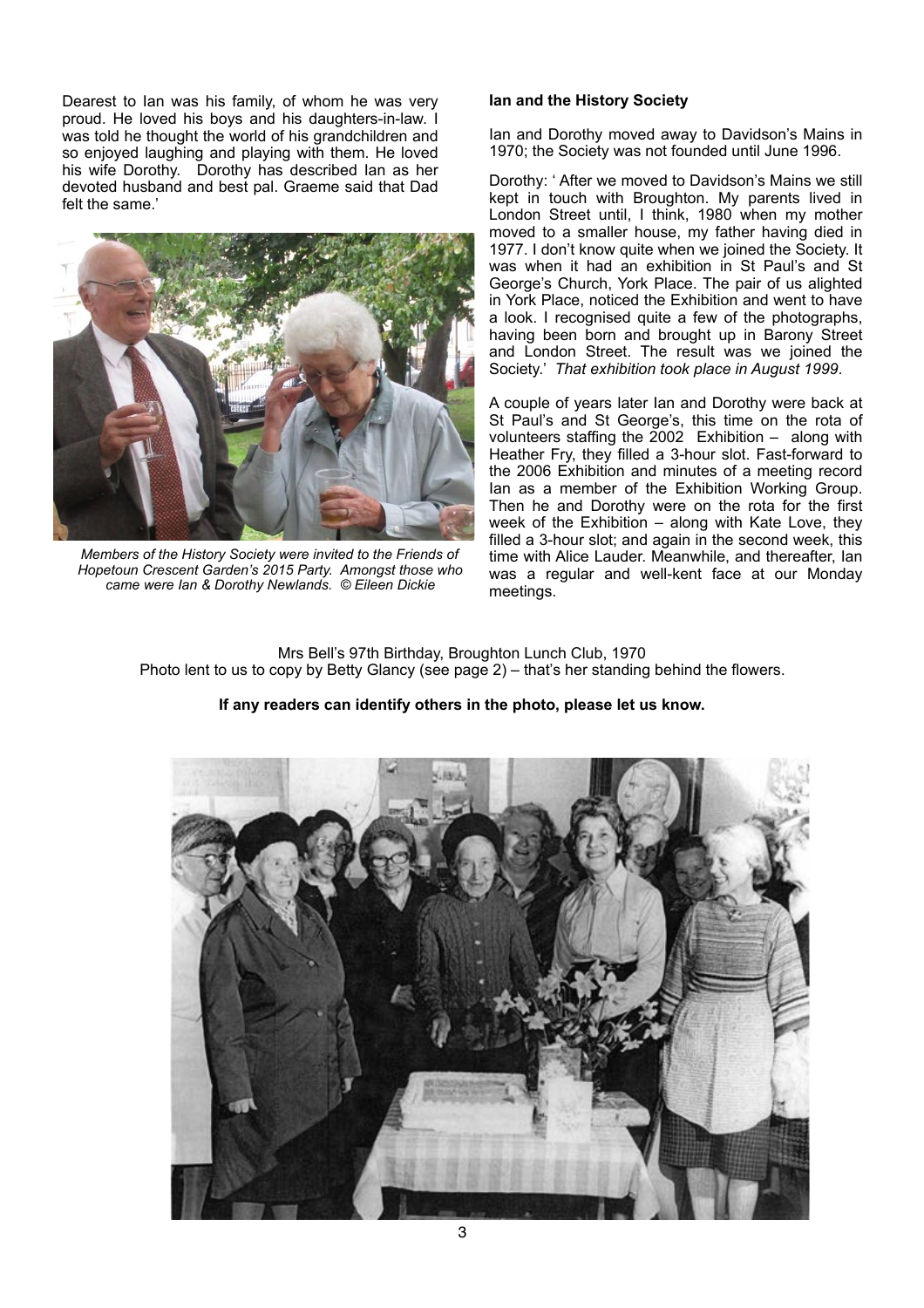Dearest to Ian was his family, of whom he was very proud. He loved his boys and his daughters-in-law. I was told he thought the world of his grandchildren and so enjoyed laughing and playing with them. He loved his wife Dorothy. Dorothy has described Ian as her devoted husband and best pal. Graeme said that Dad felt the same.'

*Members of the History Society were invited to the Friends of Hopetoun Crescent Garden's 2015 Party. Amongst those who came were Ian & Dorothy Newlands. © Eileen Dickie*

**Ian and the History Society**

Ian and Dorothy moved away to Davidson's Mains in 1970; the Society was not founded until June 1996.

Dorothy: ' After we moved to Davidson's Mains we still kept in touch with Broughton. My parents lived in London Street until, I think, 1980 when my mother moved to a smaller house, my father having died in 1977. I don't know quite when we joined the Society. It was when it had an exhibition in St Paul's and St George's Church, York Place. The pair of us alighted in York Place, noticed the Exhibition and went to have a look. I recognised quite a few of the photographs, having been born and brought up in Barony Street and London Street. The result was we joined the Society.' *That exhibition took place in August 1999*.

A couple of years later Ian and Dorothy were back at St Paul's and St George's, this time on the rota of volunteers staffing the 2002 Exhibition – along with Heather Fry, they filled a 3-hour slot. Fast-forward to the 2006 Exhibition and minutes of a meeting record Ian as a member of the Exhibition Working Group. Then he and Dorothy were on the rota for the first week of the Exhibition – along with Kate Love, they filled a 3-hour slot; and again in the second week, this time with Alice Lauder. Meanwhile, and thereafter, Ian was a regular and well-kent face at our Monday meetings.

Mrs Bell's 97th Birthday, Broughton Lunch Club, 1970
Photo lent to us to copy by Betty Glancy (see page 2) – that's her standing behind the flowers.

**If any readers can identify others in the photo, please let us know.**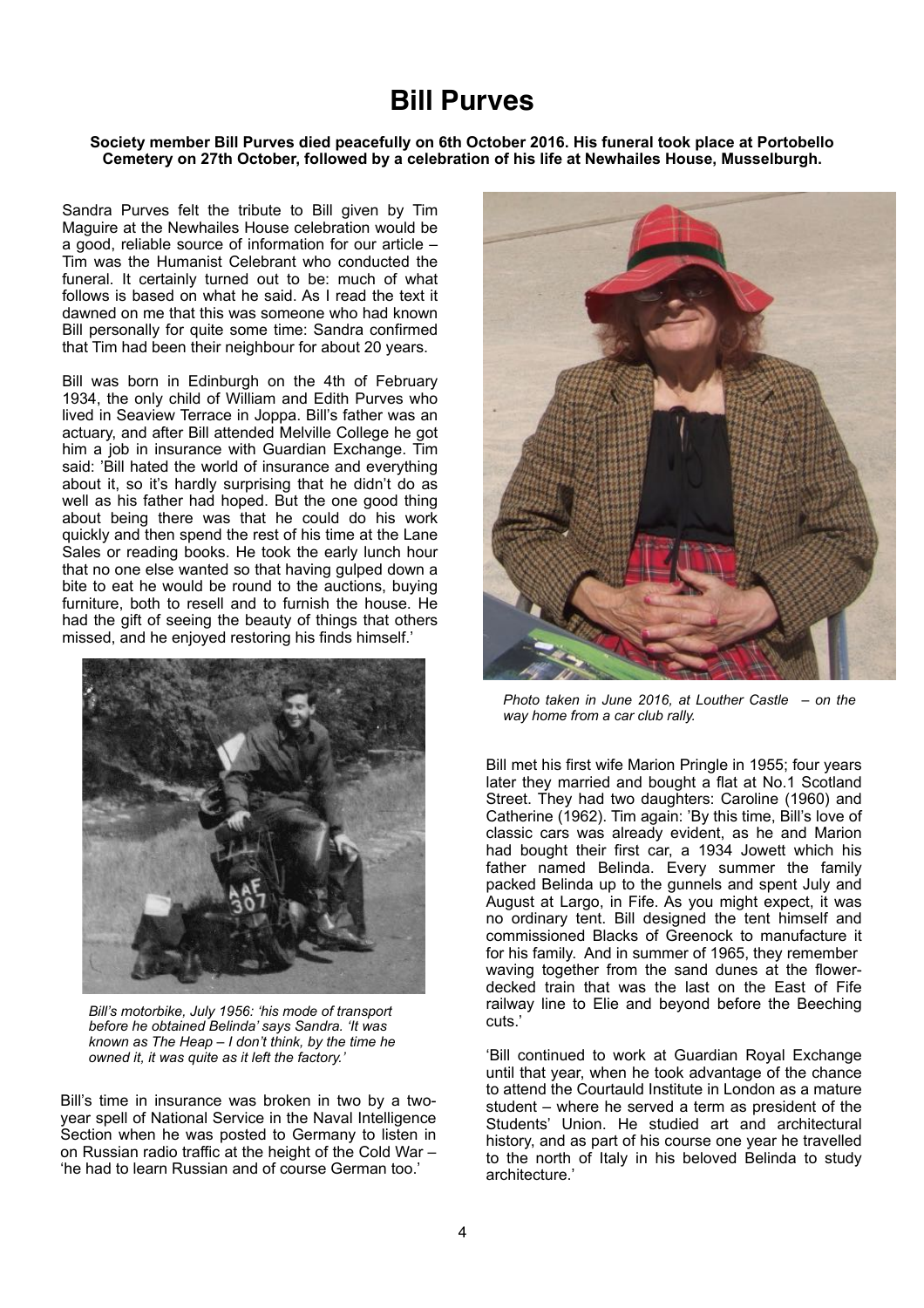# Bill Purves

**Society member Bill Purves died peacefully on 6th October 2016. His funeral took place at Portobello Cemetery on 27th October, followed by a celebration of his life at Newhailes House, Musselburgh.**

Sandra Purves felt the tribute to Bill given by Tim Maguire at the Newhailes House celebration would be a good, reliable source of information for our article – Tim was the Humanist Celebrant who conducted the funeral. It certainly turned out to be: much of what follows is based on what he said. As I read the text it dawned on me that this was someone who had known Bill personally for quite some time: Sandra confirmed that Tim had been their neighbour for about 20 years.

Bill was born in Edinburgh on the 4th of February 1934, the only child of William and Edith Purves who lived in Seaview Terrace in Joppa. Bill's father was an actuary, and after Bill attended Melville College he got him a job in insurance with Guardian Exchange. Tim said: 'Bill hated the world of insurance and everything about it, so it's hardly surprising that he didn't do as well as his father had hoped. But the one good thing about being there was that he could do his work quickly and then spend the rest of his time at the Lane Sales or reading books. He took the early lunch hour that no one else wanted so that having gulped down a bite to eat he would be round to the auctions, buying furniture, both to resell and to furnish the house. He had the gift of seeing the beauty of things that others missed, and he enjoyed restoring his finds himself.'

*Bill's motorbike, July 1956: 'his mode of transport before he obtained Belinda' says Sandra. 'It was known as The Heap – I don't think, by the time he owned it, it was quite as it left the factory.'*

Bill's time in insurance was broken in two by a two-year spell of National Service in the Naval Intelligence Section when he was posted to Germany to listen in on Russian radio traffic at the height of the Cold War – 'he had to learn Russian and of course German too.'

*Photo taken in June 2016, at Louther Castle – on the way home from a car club rally.*

Bill met his first wife Marion Pringle in 1955; four years later they married and bought a flat at No.1 Scotland Street. They had two daughters: Caroline (1960) and Catherine (1962). Tim again: 'By this time, Bill's love of classic cars was already evident, as he and Marion had bought their first car, a 1934 Jowett which his father named Belinda. Every summer the family packed Belinda up to the gunnels and spent July and August at Largo, in Fife. As you might expect, it was no ordinary tent. Bill designed the tent himself and commissioned Blacks of Greenock to manufacture it for his family. And in summer of 1965, they remember waving together from the sand dunes at the flower-decked train that was the last on the East of Fife railway line to Elie and beyond before the Beeching cuts.'

'Bill continued to work at Guardian Royal Exchange until that year, when he took advantage of the chance to attend the Courtauld Institute in London as a mature student – where he served a term as president of the Students' Union. He studied art and architectural history, and as part of his course one year he travelled to the north of Italy in his beloved Belinda to study architecture.'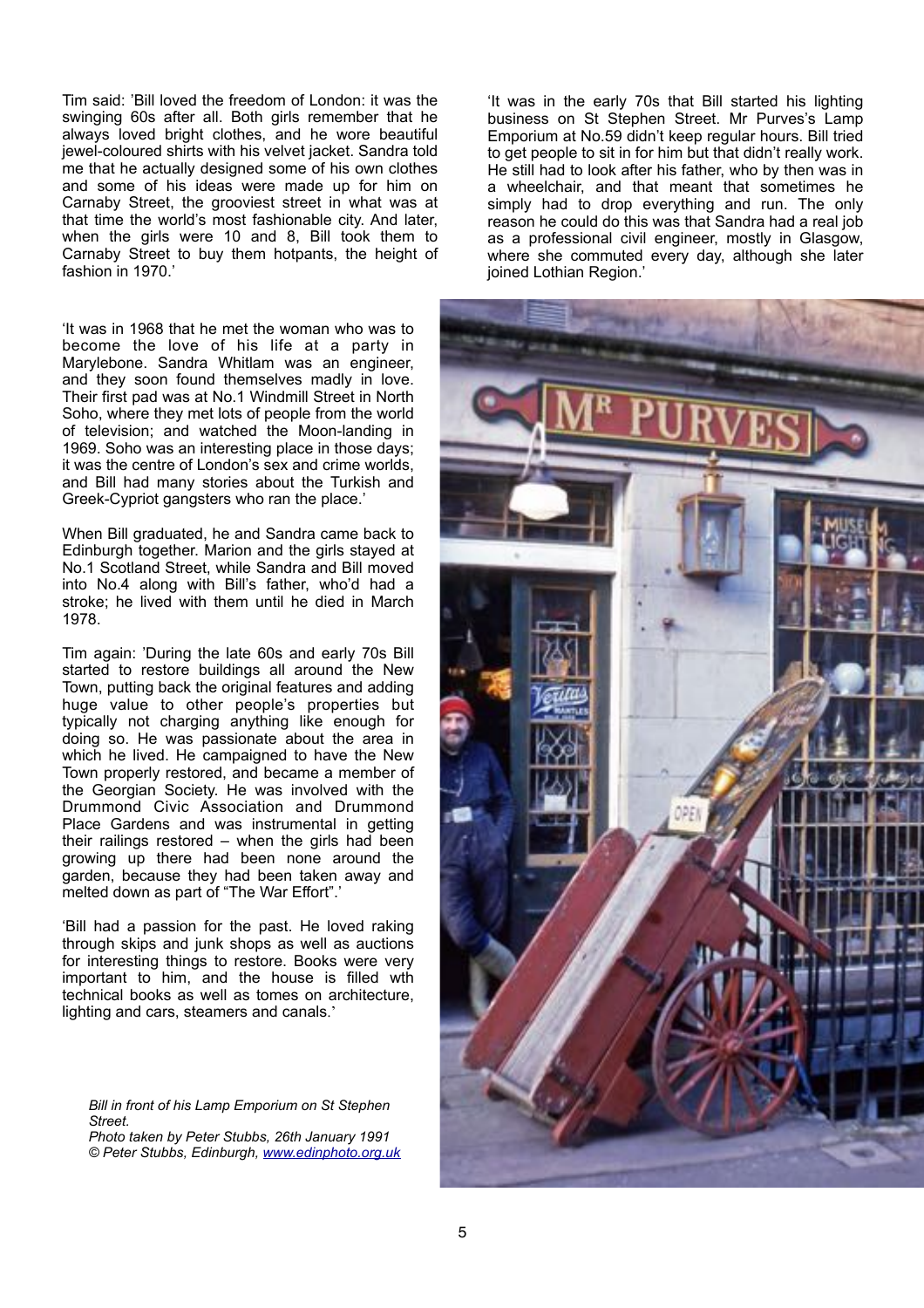Tim said: 'Bill loved the freedom of London: it was the swinging 60s after all. Both girls remember that he always loved bright clothes, and he wore beautiful jewel-coloured shirts with his velvet jacket. Sandra told me that he actually designed some of his own clothes and some of his ideas were made up for him on Carnaby Street, the grooviest street in what was at that time the world's most fashionable city. And later, when the girls were 10 and 8, Bill took them to Carnaby Street to buy them hotpants, the height of fashion in 1970.'

'It was in 1968 that he met the woman who was to become the love of his life at a party in Marylebone. Sandra Whitlam was an engineer, and they soon found themselves madly in love. Their first pad was at No.1 Windmill Street in North Soho, where they met lots of people from the world of television; and watched the Moon-landing in 1969. Soho was an interesting place in those days; it was the centre of London's sex and crime worlds, and Bill had many stories about the Turkish and Greek-Cypriot gangsters who ran the place.'

When Bill graduated, he and Sandra came back to Edinburgh together. Marion and the girls stayed at No.1 Scotland Street, while Sandra and Bill moved into No.4 along with Bill's father, who'd had a stroke; he lived with them until he died in March 1978.

Tim again: 'During the late 60s and early 70s Bill started to restore buildings all around the New Town, putting back the original features and adding huge value to other people's properties but typically not charging anything like enough for doing so. He was passionate about the area in which he lived. He campaigned to have the New Town properly restored, and became a member of the Georgian Society. He was involved with the Drummond Civic Association and Drummond Place Gardens and was instrumental in getting their railings restored – when the girls had been growing up there had been none around the garden, because they had been taken away and melted down as part of "The War Effort".'

'Bill had a passion for the past. He loved raking through skips and junk shops as well as auctions for interesting things to restore. Books were very important to him, and the house is filled wth technical books as well as tomes on architecture, lighting and cars, steamers and canals.'

'It was in the early 70s that Bill started his lighting business on St Stephen Street. Mr Purves's Lamp Emporium at No.59 didn't keep regular hours. Bill tried to get people to sit in for him but that didn't really work. He still had to look after his father, who by then was in a wheelchair, and that meant that sometimes he simply had to drop everything and run. The only reason he could do this was that Sandra had a real job as a professional civil engineer, mostly in Glasgow, where she commuted every day, although she later joined Lothian Region.'

*Bill in front of his Lamp Emporium on St Stephen Street.*
*Photo taken by Peter Stubbs, 26th January 1991*
*© Peter Stubbs, Edinburgh, www.edinphoto.org.uk*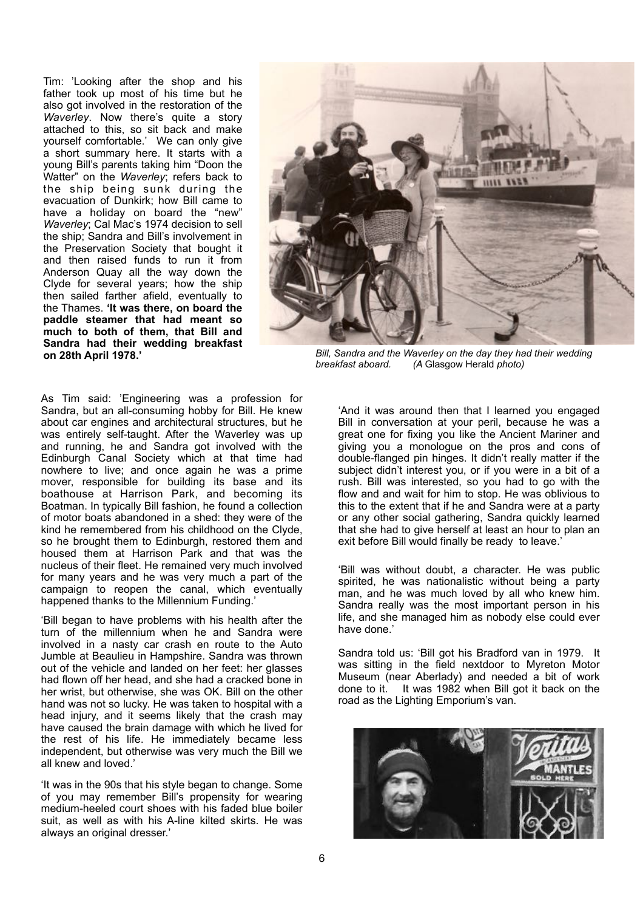Tim: 'Looking after the shop and his father took up most of his time but he also got involved in the restoration of the *Waverley*. Now there's quite a story attached to this, so sit back and make yourself comfortable.' We can only give a short summary here. It starts with a young Bill's parents taking him "Doon the Watter" on the *Waverley*; refers back to the ship being sunk during the evacuation of Dunkirk; how Bill came to have a holiday on board the "new" *Waverley*; Cal Mac's 1974 decision to sell the ship; Sandra and Bill's involvement in the Preservation Society that bought it and then raised funds to run it from Anderson Quay all the way down the Clyde for several years; how the ship then sailed farther afield, eventually to the Thames. **'It was there, on board the paddle steamer that had meant so much to both of them, that Bill and Sandra had their wedding breakfast on 28th April 1978.'**

*Bill, Sandra and the Waverley on the day they had their wedding breakfast aboard. (A* Glasgow Herald *photo)*

As Tim said: 'Engineering was a profession for Sandra, but an all-consuming hobby for Bill. He knew about car engines and architectural structures, but he was entirely self-taught. After the Waverley was up and running, he and Sandra got involved with the Edinburgh Canal Society which at that time had nowhere to live; and once again he was a prime mover, responsible for building its base and its boathouse at Harrison Park, and becoming its Boatman. In typically Bill fashion, he found a collection of motor boats abandoned in a shed: they were of the kind he remembered from his childhood on the Clyde, so he brought them to Edinburgh, restored them and housed them at Harrison Park and that was the nucleus of their fleet. He remained very much involved for many years and he was very much a part of the campaign to reopen the canal, which eventually happened thanks to the Millennium Funding.'

'Bill began to have problems with his health after the turn of the millennium when he and Sandra were involved in a nasty car crash en route to the Auto Jumble at Beaulieu in Hampshire. Sandra was thrown out of the vehicle and landed on her feet: her glasses had flown off her head, and she had a cracked bone in her wrist, but otherwise, she was OK. Bill on the other hand was not so lucky. He was taken to hospital with a head injury, and it seems likely that the crash may have caused the brain damage with which he lived for the rest of his life. He immediately became less independent, but otherwise was very much the Bill we all knew and loved.'

'It was in the 90s that his style began to change. Some of you may remember Bill's propensity for wearing medium-heeled court shoes with his faded blue boiler suit, as well as with his A-line kilted skirts. He was always an original dresser.'

'And it was around then that I learned you engaged Bill in conversation at your peril, because he was a great one for fixing you like the Ancient Mariner and giving you a monologue on the pros and cons of double-flanged pin hinges. It didn't really matter if the subject didn't interest you, or if you were in a bit of a rush. Bill was interested, so you had to go with the flow and and wait for him to stop. He was oblivious to this to the extent that if he and Sandra were at a party or any other social gathering, Sandra quickly learned that she had to give herself at least an hour to plan an exit before Bill would finally be ready to leave.'

'Bill was without doubt, a character. He was public spirited, he was nationalistic without being a party man, and he was much loved by all who knew him. Sandra really was the most important person in his life, and she managed him as nobody else could ever have done.'

Sandra told us: 'Bill got his Bradford van in 1979. It was sitting in the field nextdoor to Myreton Motor Museum (near Aberlady) and needed a bit of work done to it. It was 1982 when Bill got it back on the road as the Lighting Emporium's van.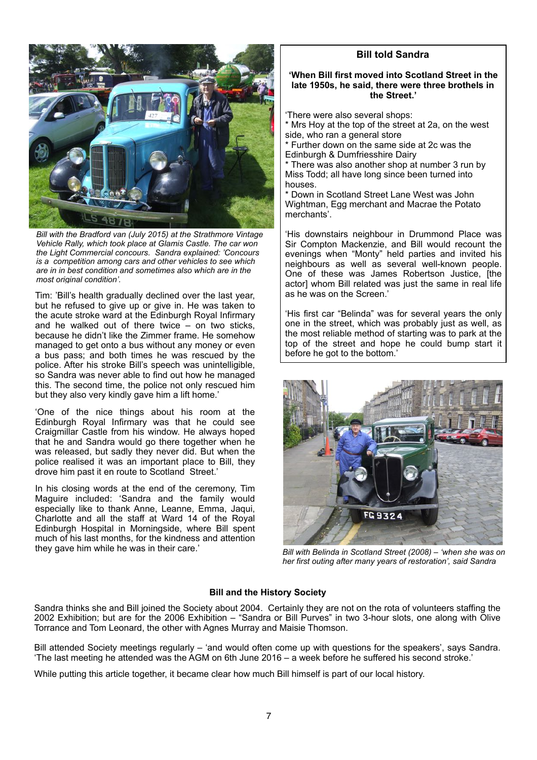Bill with the Bradford van (July 2015) at the Strathmore Vintage Vehicle Rally, which took place at Glamis Castle. The car won the Light Commercial concours. Sandra explained: 'Concours is a competition among cars and other vehicles to see which are in in best condition and sometimes also which are in the most original condition'.

Tim: 'Bill's health gradually declined over the last year, but he refused to give up or give in. He was taken to the acute stroke ward at the Edinburgh Royal Infirmary and he walked out of there twice – on two sticks, because he didn't like the Zimmer frame. He somehow managed to get onto a bus without any money or even a bus pass; and both times he was rescued by the police. After his stroke Bill's speech was unintelligible, so Sandra was never able to find out how he managed this. The second time, the police not only rescued him but they also very kindly gave him a lift home.'

'One of the nice things about his room at the Edinburgh Royal Infirmary was that he could see Craigmillar Castle from his window. He always hoped that he and Sandra would go there together when he was released, but sadly they never did. But when the police realised it was an important place to Bill, they drove him past it en route to Scotland Street.'

In his closing words at the end of the ceremony, Tim Maguire included: 'Sandra and the family would especially like to thank Anne, Leanne, Emma, Jaqui, Charlotte and all the staff at Ward 14 of the Royal Edinburgh Hospital in Morningside, where Bill spent much of his last months, for the kindness and attention they gave him while he was in their care.'

### Bill told Sandra

**'When Bill first moved into Scotland Street in the late 1950s, he said, there were three brothels in the Street.'**

'There were also several shops:
* Mrs Hoy at the top of the street at 2a, on the west side, who ran a general store
* Further down on the same side at 2c was the Edinburgh & Dumfriesshire Dairy
* There was also another shop at number 3 run by Miss Todd; all have long since been turned into houses.
* Down in Scotland Street Lane West was John Wightman, Egg merchant and Macrae the Potato merchants'.

'His downstairs neighbour in Drummond Place was Sir Compton Mackenzie, and Bill would recount the evenings when "Monty" held parties and invited his neighbours as well as several well-known people. One of these was James Robertson Justice, [the actor] whom Bill related was just the same in real life as he was on the Screen.'

'His first car "Belinda" was for several years the only one in the street, which was probably just as well, as the most reliable method of starting was to park at the top of the street and hope he could bump start it before he got to the bottom.'

Bill with Belinda in Scotland Street (2008) – 'when she was on her first outing after many years of restoration', said Sandra

### Bill and the History Society

Sandra thinks she and Bill joined the Society about 2004. Certainly they are not on the rota of volunteers staffing the 2002 Exhibition; but are for the 2006 Exhibition – "Sandra or Bill Purves" in two 3-hour slots, one along with Olive Torrance and Tom Leonard, the other with Agnes Murray and Maisie Thomson.

Bill attended Society meetings regularly – 'and would often come up with questions for the speakers', says Sandra. 'The last meeting he attended was the AGM on 6th June 2016 – a week before he suffered his second stroke.'

While putting this article together, it became clear how much Bill himself is part of our local history.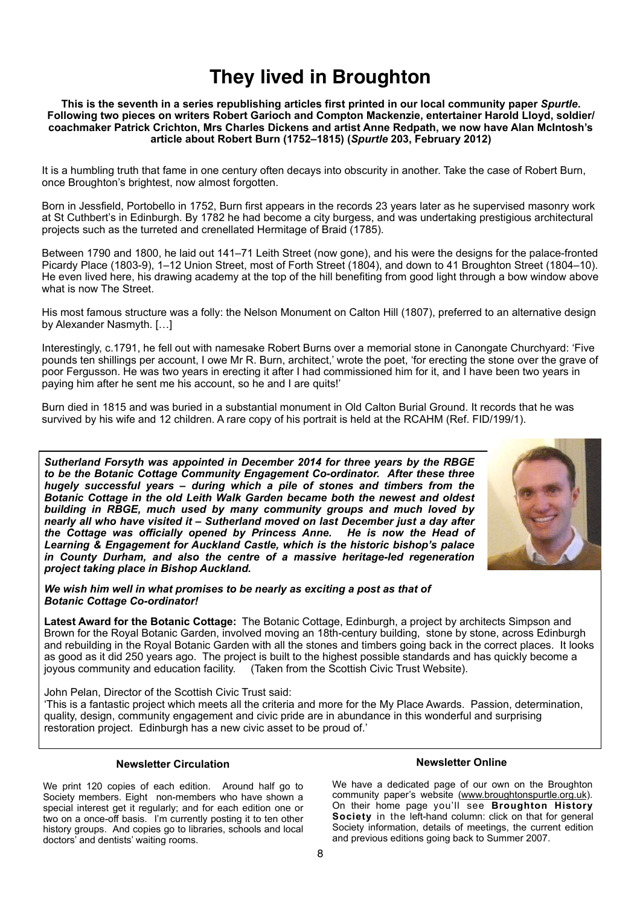# They lived in Broughton

**This is the seventh in a series republishing articles first printed in our local community paper *Spurtle*. Following two pieces on writers Robert Garioch and Compton Mackenzie, entertainer Harold Lloyd, soldier/ coachmaker Patrick Crichton, Mrs Charles Dickens and artist Anne Redpath, we now have Alan McIntosh's article about Robert Burn (1752–1815) (*Spurtle* 203, February 2012)**

It is a humbling truth that fame in one century often decays into obscurity in another. Take the case of Robert Burn, once Broughton's brightest, now almost forgotten.

Born in Jessfield, Portobello in 1752, Burn first appears in the records 23 years later as he supervised masonry work at St Cuthbert's in Edinburgh. By 1782 he had become a city burgess, and was undertaking prestigious architectural projects such as the turreted and crenellated Hermitage of Braid (1785).

Between 1790 and 1800, he laid out 141–71 Leith Street (now gone), and his were the designs for the palace-fronted Picardy Place (1803-9), 1–12 Union Street, most of Forth Street (1804), and down to 41 Broughton Street (1804–10). He even lived here, his drawing academy at the top of the hill benefiting from good light through a bow window above what is now The Street.

His most famous structure was a folly: the Nelson Monument on Calton Hill (1807), preferred to an alternative design by Alexander Nasmyth. […]

Interestingly, c.1791, he fell out with namesake Robert Burns over a memorial stone in Canongate Churchyard: 'Five pounds ten shillings per account, I owe Mr R. Burn, architect,' wrote the poet, 'for erecting the stone over the grave of poor Fergusson. He was two years in erecting it after I had commissioned him for it, and I have been two years in paying him after he sent me his account, so he and I are quits!'

Burn died in 1815 and was buried in a substantial monument in Old Calton Burial Ground. It records that he was survived by his wife and 12 children. A rare copy of his portrait is held at the RCAHM (Ref. FID/199/1).

***Sutherland Forsyth was appointed in December 2014 for three years by the RBGE to be the Botanic Cottage Community Engagement Co-ordinator. After these three hugely successful years – during which a pile of stones and timbers from the Botanic Cottage in the old Leith Walk Garden became both the newest and oldest building in RBGE, much used by many community groups and much loved by nearly all who have visited it – Sutherland moved on last December just a day after the Cottage was officially opened by Princess Anne. He is now the Head of Learning & Engagement for Auckland Castle, which is the historic bishop's palace in County Durham, and also the centre of a massive heritage-led regeneration project taking place in Bishop Auckland.***

***We wish him well in what promises to be nearly as exciting a post as that of Botanic Cottage Co-ordinator!***

**Latest Award for the Botanic Cottage:** The Botanic Cottage, Edinburgh, a project by architects Simpson and Brown for the Royal Botanic Garden, involved moving an 18th-century building, stone by stone, across Edinburgh and rebuilding in the Royal Botanic Garden with all the stones and timbers going back in the correct places. It looks as good as it did 250 years ago. The project is built to the highest possible standards and has quickly become a joyous community and education facility. (Taken from the Scottish Civic Trust Website).

John Pelan, Director of the Scottish Civic Trust said:
'This is a fantastic project which meets all the criteria and more for the My Place Awards. Passion, determination, quality, design, community engagement and civic pride are in abundance in this wonderful and surprising restoration project. Edinburgh has a new civic asset to be proud of.'

### Newsletter Circulation

We print 120 copies of each edition. Around half go to Society members. Eight non-members who have shown a special interest get it regularly; and for each edition one or two on a once-off basis. I'm currently posting it to ten other history groups. And copies go to libraries, schools and local doctors' and dentists' waiting rooms.

### Newsletter Online

We have a dedicated page of our own on the Broughton community paper's website (www.broughtonspurtle.org.uk). On their home page you'll see **Broughton History Society** in the left-hand column: click on that for general Society information, details of meetings, the current edition and previous editions going back to Summer 2007.